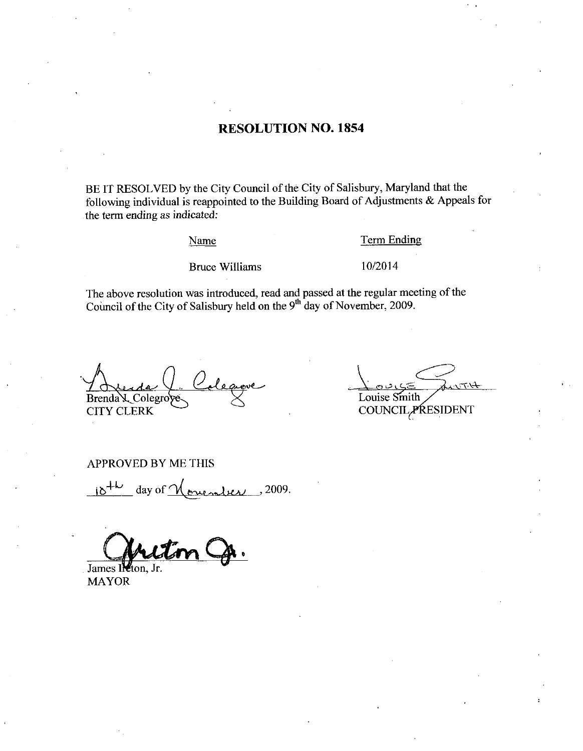# RESOLUTION NO. 1854

BE IT RESOLVED by the City Council of the City of Salisbury, Maryland that the following individual is reappointed to the Building Board of Adjustments & Appeals for the term ending as indicated:

| Name | Term Ending |
| --- | --- |
| Bruce Williams | 10/2014 |

The above resolution was introduced, read and passed at the regular meeting of the Council of the City of Salisbury held on the 9th day of November, 2009.

Brenda J. Colegrove
CITY CLERK

Louise Smith
COUNCIL PRESIDENT

APPROVED BY ME THIS

10th day of November, 2009.

James Ireton, Jr.
MAYOR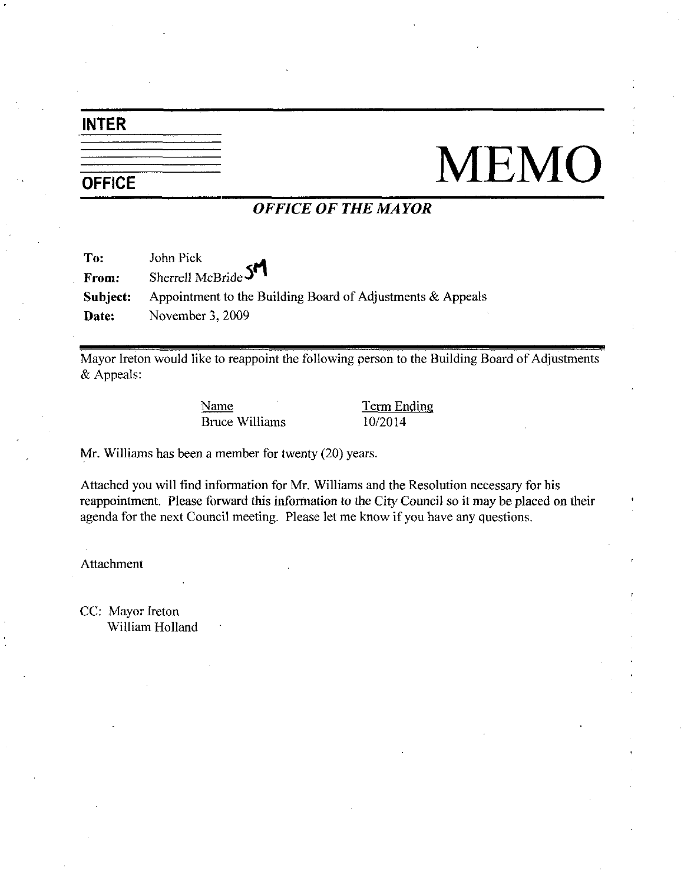**INTER**

**OFFICE**

# MEMO

***OFFICE OF THE MAYOR***

**To:** John Pick
**From:** Sherrell McBride SM
**Subject:** Appointment to the Building Board of Adjustments & Appeals
**Date:** November 3, 2009

Mayor Ireton would like to reappoint the following person to the Building Board of Adjustments & Appeals:

| Name | Term Ending |
|---|---|
| Bruce Williams | 10/2014 |

Mr. Williams has been a member for twenty (20) years.

Attached you will find information for Mr. Williams and the Resolution necessary for his reappointment. Please forward this information to the City Council so it may be placed on their agenda for the next Council meeting. Please let me know if you have any questions.

Attachment

CC: Mayor Ireton
William Holland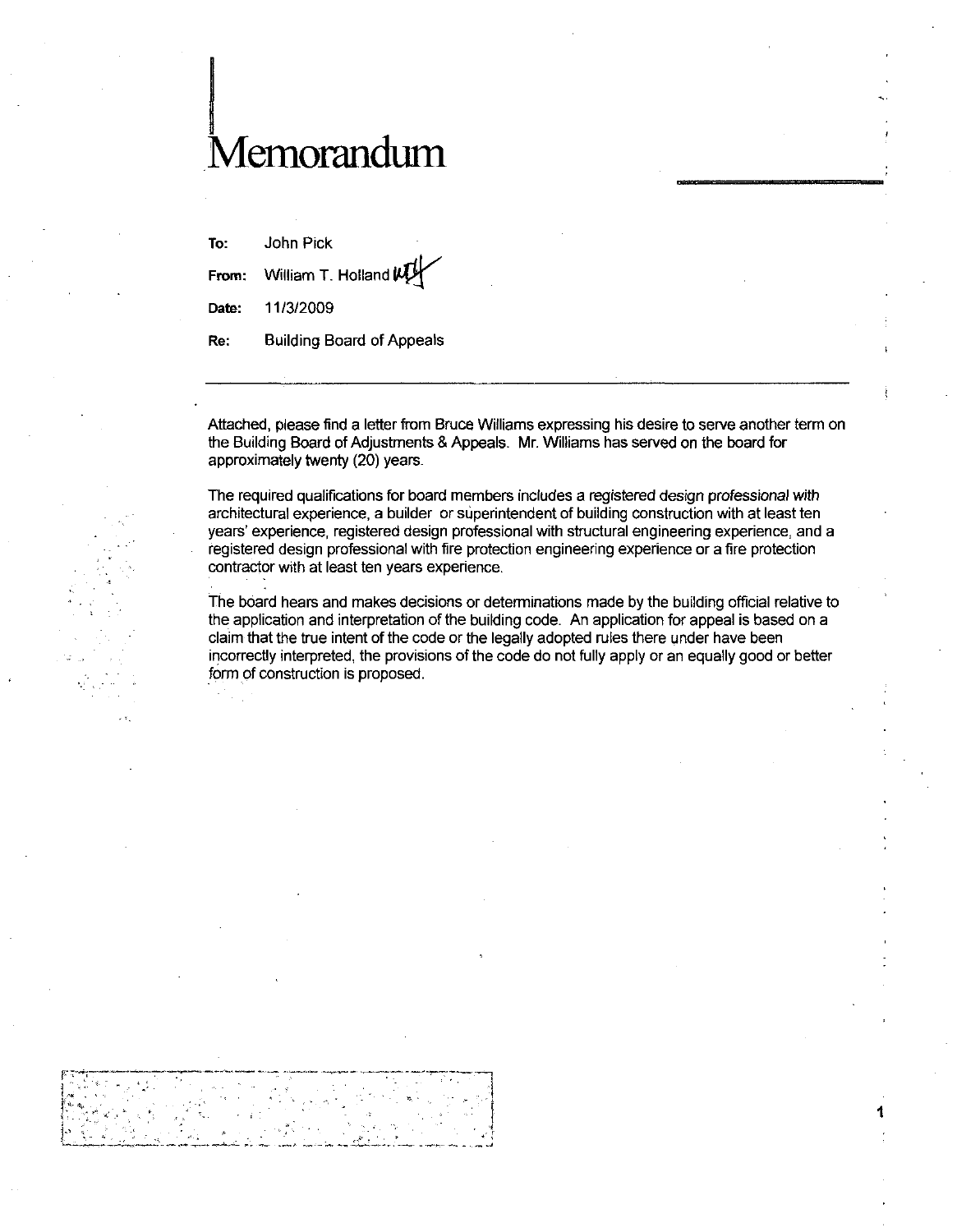# Memorandum

**To:** John Pick

**From:** William T. Holland WTH

**Date:** 11/3/2009

**Re:** Building Board of Appeals

---

Attached, please find a letter from Bruce Williams expressing his desire to serve another term on the Building Board of Adjustments & Appeals. Mr. Williams has served on the board for approximately twenty (20) years.

The required qualifications for board members includes a registered design *professional with* architectural experience, a builder or superintendent of building construction with at least ten years' experience, registered design professional with structural engineering experience, and a registered design professional with fire protection engineering experience or a fire protection contractor with at least ten years experience.

The board hears and makes decisions or determinations made by the building official relative to the application and interpretation of the building code. An application for appeal is based on a claim that the true intent of the code or the legally adopted rules there under have been incorrectly interpreted, the provisions of the code do not fully apply or an equally good or better form of construction is proposed.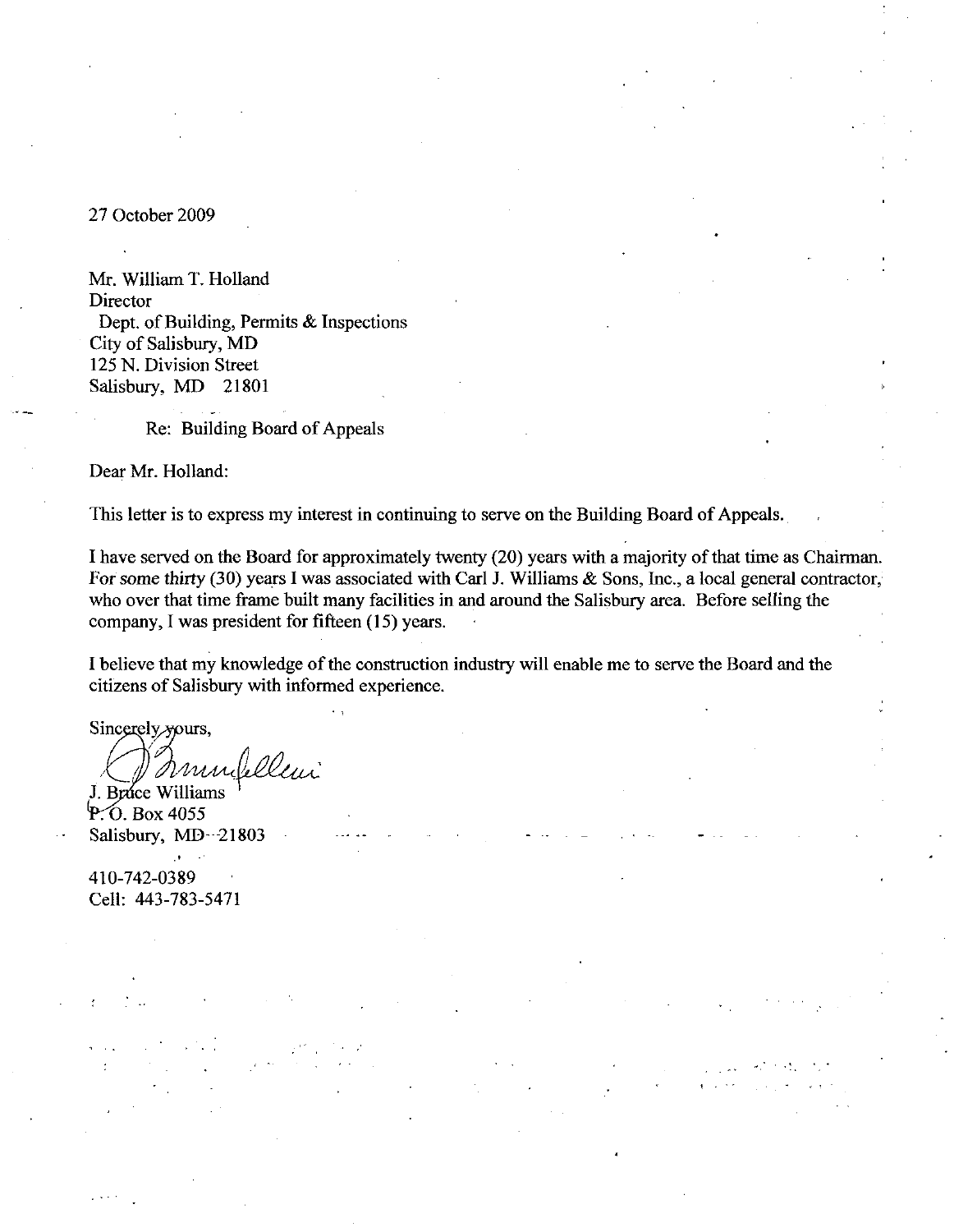27 October 2009

Mr. William T. Holland  
Director  
Dept. of Building, Permits & Inspections  
City of Salisbury, MD  
125 N. Division Street  
Salisbury, MD 21801

Re: Building Board of Appeals

Dear Mr. Holland:

This letter is to express my interest in continuing to serve on the Building Board of Appeals.

I have served on the Board for approximately twenty (20) years with a majority of that time as Chairman. For some thirty (30) years I was associated with Carl J. Williams & Sons, Inc., a local general contractor, who over that time frame built many facilities in and around the Salisbury area. Before selling the company, I was president for fifteen (15) years.

I believe that my knowledge of the construction industry will enable me to serve the Board and the citizens of Salisbury with informed experience.

Sincerely yours,

J. Bruce Williams  
P. O. Box 4055  
Salisbury, MD 21803

410-742-0389  
Cell: 443-783-5471